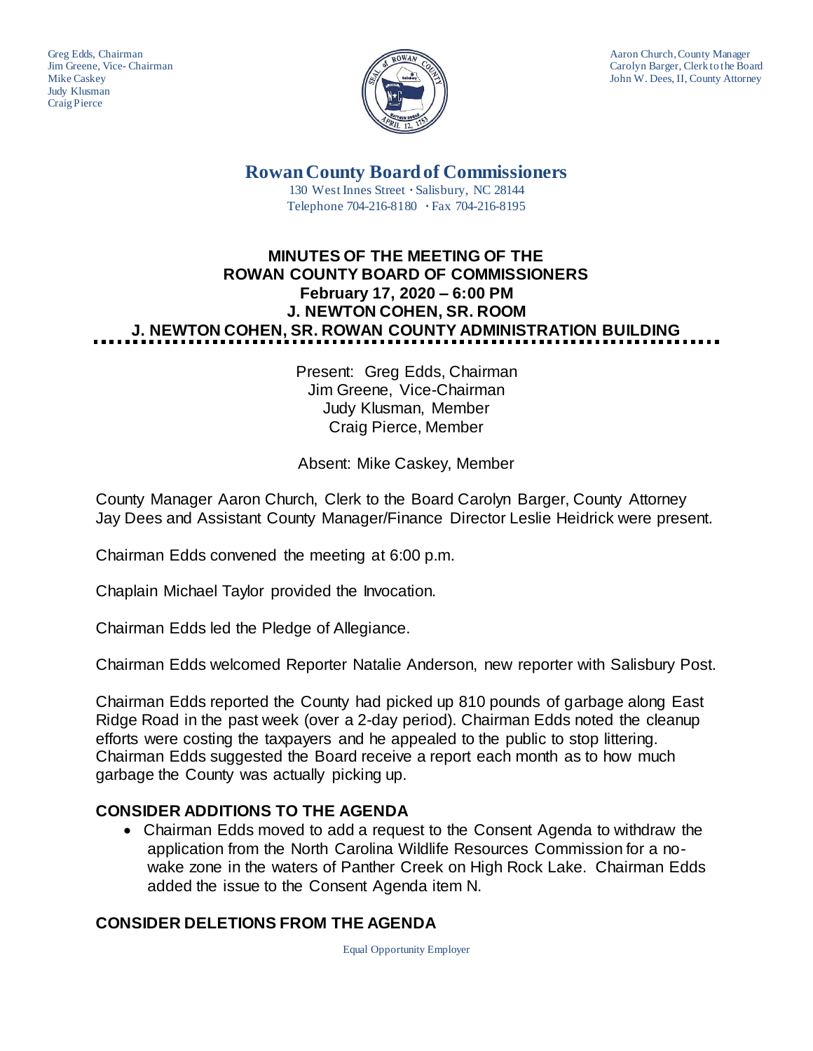Greg Edds, Chairman
Jim Greene, Vice- Chairman
Mike Caskey
Judy Klusman
Craig Pierce

Aaron Church, County Manager
Carolyn Barger, Clerk to the Board
John W. Dees, II, County Attorney

# Rowan County Board of Commissioners

130 West Innes Street · Salisbury, NC 28144
Telephone 704-216-8180 · Fax 704-216-8195

## MINUTES OF THE MEETING OF THE ROWAN COUNTY BOARD OF COMMISSIONERS February 17, 2020 – 6:00 PM J. NEWTON COHEN, SR. ROOM J. NEWTON COHEN, SR. ROWAN COUNTY ADMINISTRATION BUILDING

Present: Greg Edds, Chairman
Jim Greene, Vice-Chairman
Judy Klusman, Member
Craig Pierce, Member

Absent: Mike Caskey, Member

County Manager Aaron Church, Clerk to the Board Carolyn Barger, County Attorney Jay Dees and Assistant County Manager/Finance Director Leslie Heidrick were present.

Chairman Edds convened the meeting at 6:00 p.m.

Chaplain Michael Taylor provided the Invocation.

Chairman Edds led the Pledge of Allegiance.

Chairman Edds welcomed Reporter Natalie Anderson, new reporter with Salisbury Post.

Chairman Edds reported the County had picked up 810 pounds of garbage along East Ridge Road in the past week (over a 2-day period). Chairman Edds noted the cleanup efforts were costing the taxpayers and he appealed to the public to stop littering. Chairman Edds suggested the Board receive a report each month as to how much garbage the County was actually picking up.

### CONSIDER ADDITIONS TO THE AGENDA

- Chairman Edds moved to add a request to the Consent Agenda to withdraw the application from the North Carolina Wildlife Resources Commission for a no-wake zone in the waters of Panther Creek on High Rock Lake. Chairman Edds added the issue to the Consent Agenda item N.

### CONSIDER DELETIONS FROM THE AGENDA

Equal Opportunity Employer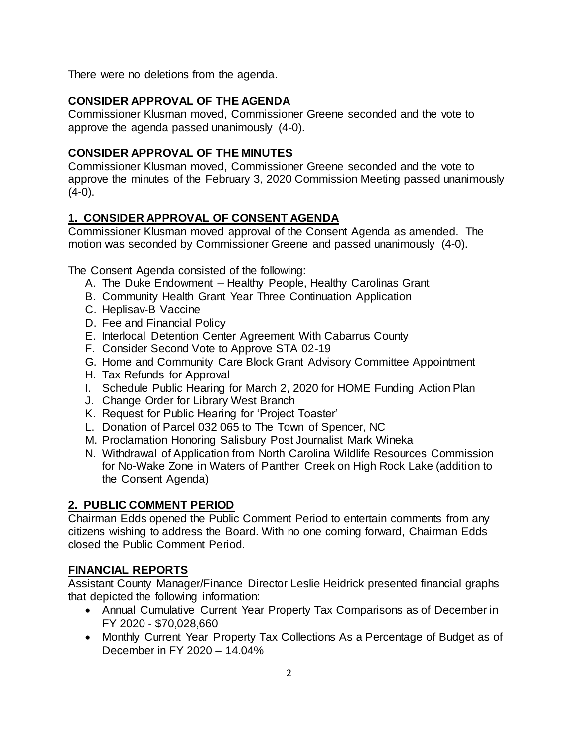There were no deletions from the agenda.

**CONSIDER APPROVAL OF THE AGENDA**

Commissioner Klusman moved, Commissioner Greene seconded and the vote to approve the agenda passed unanimously (4-0).

**CONSIDER APPROVAL OF THE MINUTES**

Commissioner Klusman moved, Commissioner Greene seconded and the vote to approve the minutes of the February 3, 2020 Commission Meeting passed unanimously (4-0).

## 1. CONSIDER APPROVAL OF CONSENT AGENDA

Commissioner Klusman moved approval of the Consent Agenda as amended. The motion was seconded by Commissioner Greene and passed unanimously (4-0).

The Consent Agenda consisted of the following:

A. The Duke Endowment – Healthy People, Healthy Carolinas Grant
B. Community Health Grant Year Three Continuation Application
C. Heplisav-B Vaccine
D. Fee and Financial Policy
E. Interlocal Detention Center Agreement With Cabarrus County
F. Consider Second Vote to Approve STA 02-19
G. Home and Community Care Block Grant Advisory Committee Appointment
H. Tax Refunds for Approval
I. Schedule Public Hearing for March 2, 2020 for HOME Funding Action Plan
J. Change Order for Library West Branch
K. Request for Public Hearing for 'Project Toaster'
L. Donation of Parcel 032 065 to The Town of Spencer, NC
M. Proclamation Honoring Salisbury Post Journalist Mark Wineka
N. Withdrawal of Application from North Carolina Wildlife Resources Commission for No-Wake Zone in Waters of Panther Creek on High Rock Lake (addition to the Consent Agenda)

## 2. PUBLIC COMMENT PERIOD

Chairman Edds opened the Public Comment Period to entertain comments from any citizens wishing to address the Board. With no one coming forward, Chairman Edds closed the Public Comment Period.

## FINANCIAL REPORTS

Assistant County Manager/Finance Director Leslie Heidrick presented financial graphs that depicted the following information:

- Annual Cumulative Current Year Property Tax Comparisons as of December in FY 2020 - $70,028,660
- Monthly Current Year Property Tax Collections As a Percentage of Budget as of December in FY 2020 – 14.04%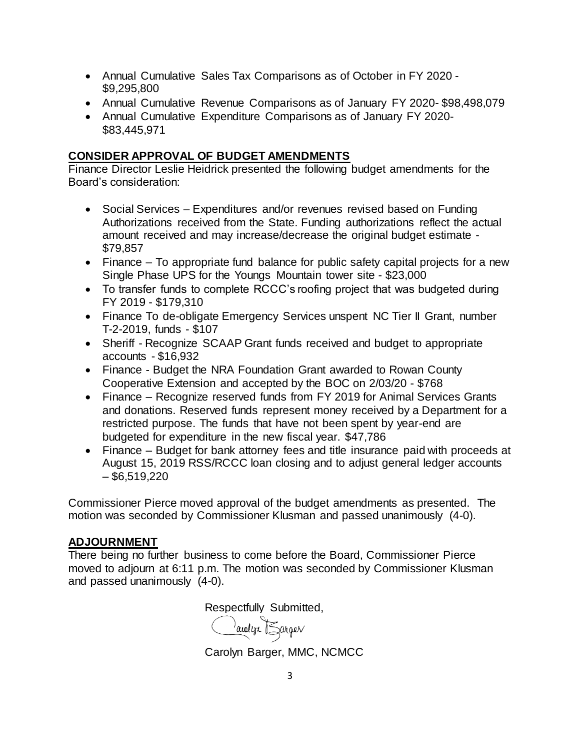- Annual Cumulative Sales Tax Comparisons as of October in FY 2020 - $9,295,800
- Annual Cumulative Revenue Comparisons as of January FY 2020- $98,498,079
- Annual Cumulative Expenditure Comparisons as of January FY 2020- $83,445,971

## CONSIDER APPROVAL OF BUDGET AMENDMENTS

Finance Director Leslie Heidrick presented the following budget amendments for the Board's consideration:

- Social Services – Expenditures and/or revenues revised based on Funding Authorizations received from the State. Funding authorizations reflect the actual amount received and may increase/decrease the original budget estimate - $79,857
- Finance – To appropriate fund balance for public safety capital projects for a new Single Phase UPS for the Youngs Mountain tower site - $23,000
- To transfer funds to complete RCCC's roofing project that was budgeted during FY 2019 - $179,310
- Finance To de-obligate Emergency Services unspent NC Tier II Grant, number T-2-2019, funds - $107
- Sheriff - Recognize SCAAP Grant funds received and budget to appropriate accounts - $16,932
- Finance - Budget the NRA Foundation Grant awarded to Rowan County Cooperative Extension and accepted by the BOC on 2/03/20 - $768
- Finance – Recognize reserved funds from FY 2019 for Animal Services Grants and donations. Reserved funds represent money received by a Department for a restricted purpose. The funds that have not been spent by year-end are budgeted for expenditure in the new fiscal year. $47,786
- Finance – Budget for bank attorney fees and title insurance paid with proceeds at August 15, 2019 RSS/RCCC loan closing and to adjust general ledger accounts – $6,519,220

Commissioner Pierce moved approval of the budget amendments as presented. The motion was seconded by Commissioner Klusman and passed unanimously (4-0).

## ADJOURNMENT

There being no further business to come before the Board, Commissioner Pierce moved to adjourn at 6:11 p.m. The motion was seconded by Commissioner Klusman and passed unanimously (4-0).

Respectfully Submitted,

Carolyn Barger

Carolyn Barger, MMC, NCMCC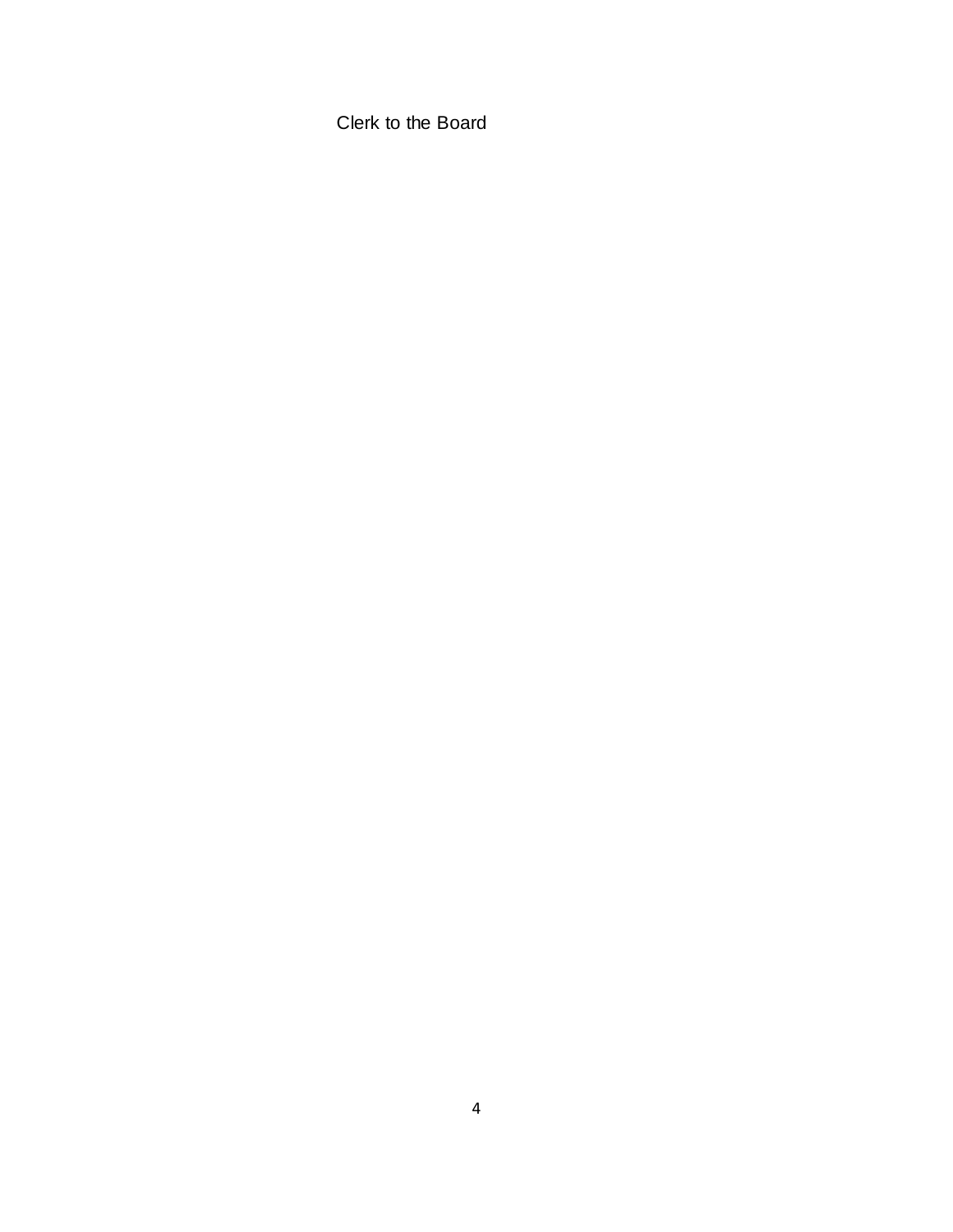Clerk to the Board